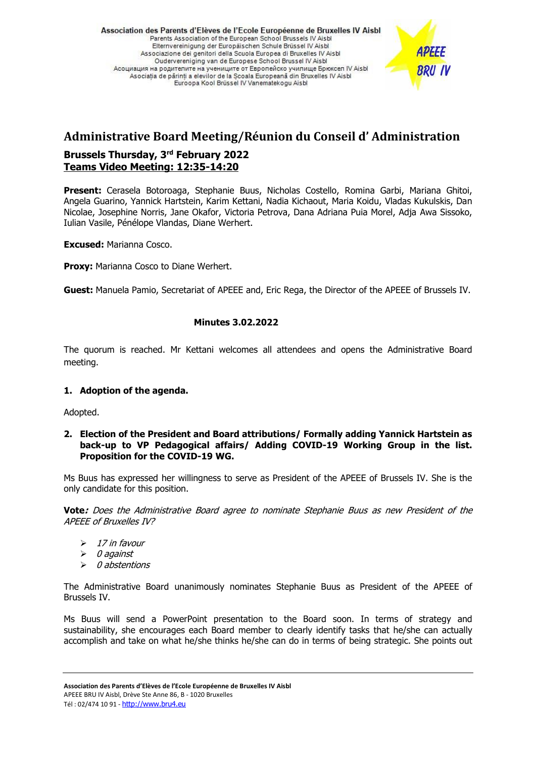Association des Parents d'Elèves de l'Ecole Européenne de Bruxelles IV Aisbl
Parents Association of the European School Brussels IV Aisbl
Elternvereinigung der Europäischen Schule Brüssel IV Aisbl
Associazione dei genitori della Scuola Europea di Bruxelles IV Aisbl
Ouderverenigingvan de Europese School Brussel IV Aisbl
Асоциация на родителите на учениците от Европейско училище Брюксел IV Aisbl
Asociația de părinți a elevilor de la Școala Europeană din Bruxelles IV Aisbl
Euroopa Kool Brüssel IV Vanematekogu Aisbl

APEEE BRU IV

# Administrative Board Meeting/Réunion du Conseil d' Administration

**Brussels Thursday, 3rd February 2022**
**Teams Video Meeting: 12:35-14:20**

**Present:** Cerasela Botoroaga, Stephanie Buus, Nicholas Costello, Romina Garbi, Mariana Ghitoi, Angela Guarino, Yannick Hartstein, Karim Kettani, Nadia Kichaout, Maria Koidu, Vladas Kukulskis, Dan Nicolae, Josephine Norris, Jane Okafor, Victoria Petrova, Dana Adriana Puia Morel, Adja Awa Sissoko, Iulian Vasile, Pénélope Vlandas, Diane Werhert.

**Excused:** Marianna Cosco.

**Proxy:** Marianna Cosco to Diane Werhert.

**Guest:** Manuela Pamio, Secretariat of APEEE and, Eric Rega, the Director of the APEEE of Brussels IV.

**Minutes 3.02.2022**

The quorum is reached. Mr Kettani welcomes all attendees and opens the Administrative Board meeting.

**1. Adoption of the agenda.**

Adopted.

**2. Election of the President and Board attributions/ Formally adding Yannick Hartstein as back-up to VP Pedagogical affairs/ Adding COVID-19 Working Group in the list. Proposition for the COVID-19 WG.**

Ms Buus has expressed her willingness to serve as President of the APEEE of Brussels IV. She is the only candidate for this position.

**Vote***: Does the Administrative Board agree to nominate Stephanie Buus as new President of the APEEE of Bruxelles IV?*

- *17 in favour*
- *0 against*
- *0 abstentions*

The Administrative Board unanimously nominates Stephanie Buus as President of the APEEE of Brussels IV.

Ms Buus will send a PowerPoint presentation to the Board soon. In terms of strategy and sustainability, she encourages each Board member to clearly identify tasks that he/she can actually accomplish and take on what he/she thinks he/she can do in terms of being strategic. She points out

Association des Parents d'Elèves de l'Ecole Européenne de Bruxelles IV Aisbl
APEEE BRU IV Aisbl, Drève Ste Anne 86, B - 1020 Bruxelles
Tél : 02/474 10 91 - http://www.bru4.eu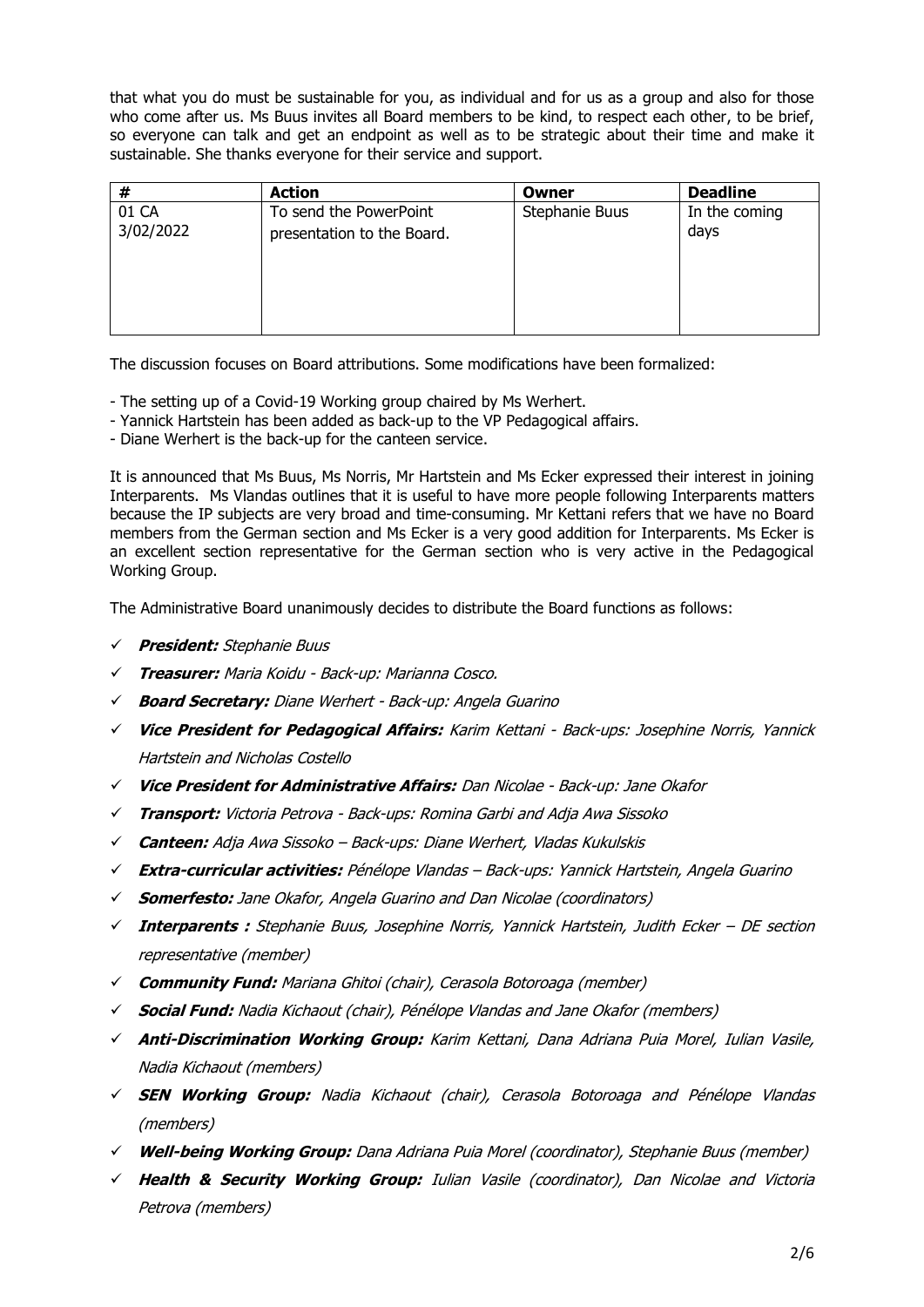that what you do must be sustainable for you, as individual and for us as a group and also for those who come after us. Ms Buus invites all Board members to be kind, to respect each other, to be brief, so everyone can talk and get an endpoint as well as to be strategic about their time and make it sustainable. She thanks everyone for their service and support.

| **#** | **Action** | **Owner** | **Deadline** |
|---|---|---|---|
| 01 CA 3/02/2022 | To send the PowerPoint presentation to the Board. | Stephanie Buus | In the coming days |

The discussion focuses on Board attributions. Some modifications have been formalized:

- The setting up of a Covid-19 Working group chaired by Ms Werhert.
- Yannick Hartstein has been added as back-up to the VP Pedagogical affairs.
- Diane Werhert is the back-up for the canteen service.

It is announced that Ms Buus, Ms Norris, Mr Hartstein and Ms Ecker expressed their interest in joining Interparents. Ms Vlandas outlines that it is useful to have more people following Interparents matters because the IP subjects are very broad and time-consuming. Mr Kettani refers that we have no Board members from the German section and Ms Ecker is a very good addition for Interparents. Ms Ecker is an excellent section representative for the German section who is very active in the Pedagogical Working Group.

The Administrative Board unanimously decides to distribute the Board functions as follows:

- ✓ ***President:*** *Stephanie Buus*
- ✓ ***Treasurer:*** *Maria Koidu - Back-up: Marianna Cosco.*
- ✓ ***Board Secretary:*** *Diane Werhert - Back-up: Angela Guarino*
- ✓ ***Vice President for Pedagogical Affairs:*** *Karim Kettani - Back-ups: Josephine Norris, Yannick Hartstein and Nicholas Costello*
- ✓ ***Vice President for Administrative Affairs:*** *Dan Nicolae - Back-up: Jane Okafor*
- ✓ ***Transport:*** *Victoria Petrova - Back-ups: Romina Garbi and Adja Awa Sissoko*
- ✓ ***Canteen:*** *Adja Awa Sissoko – Back-ups: Diane Werhert, Vladas Kukulskis*
- ✓ ***Extra-curricular activities:*** *Pénélope Vlandas – Back-ups: Yannick Hartstein, Angela Guarino*
- ✓ ***Somerfesto:*** *Jane Okafor, Angela Guarino and Dan Nicolae (coordinators)*
- ✓ ***Interparents :*** *Stephanie Buus, Josephine Norris, Yannick Hartstein, Judith Ecker – DE section representative (member)*
- ✓ ***Community Fund:*** *Mariana Ghitoi (chair), Cerasola Botoroaga (member)*
- ✓ ***Social Fund:*** *Nadia Kichaout (chair), Pénélope Vlandas and Jane Okafor (members)*
- ✓ ***Anti-Discrimination Working Group:*** *Karim Kettani, Dana Adriana Puia Morel, Iulian Vasile, Nadia Kichaout (members)*
- ✓ ***SEN Working Group:*** *Nadia Kichaout (chair), Cerasola Botoroaga and Pénélope Vlandas (members)*
- ✓ ***Well-being Working Group:*** *Dana Adriana Puia Morel (coordinator), Stephanie Buus (member)*
- ✓ ***Health & Security Working Group:*** *Iulian Vasile (coordinator), Dan Nicolae and Victoria Petrova (members)*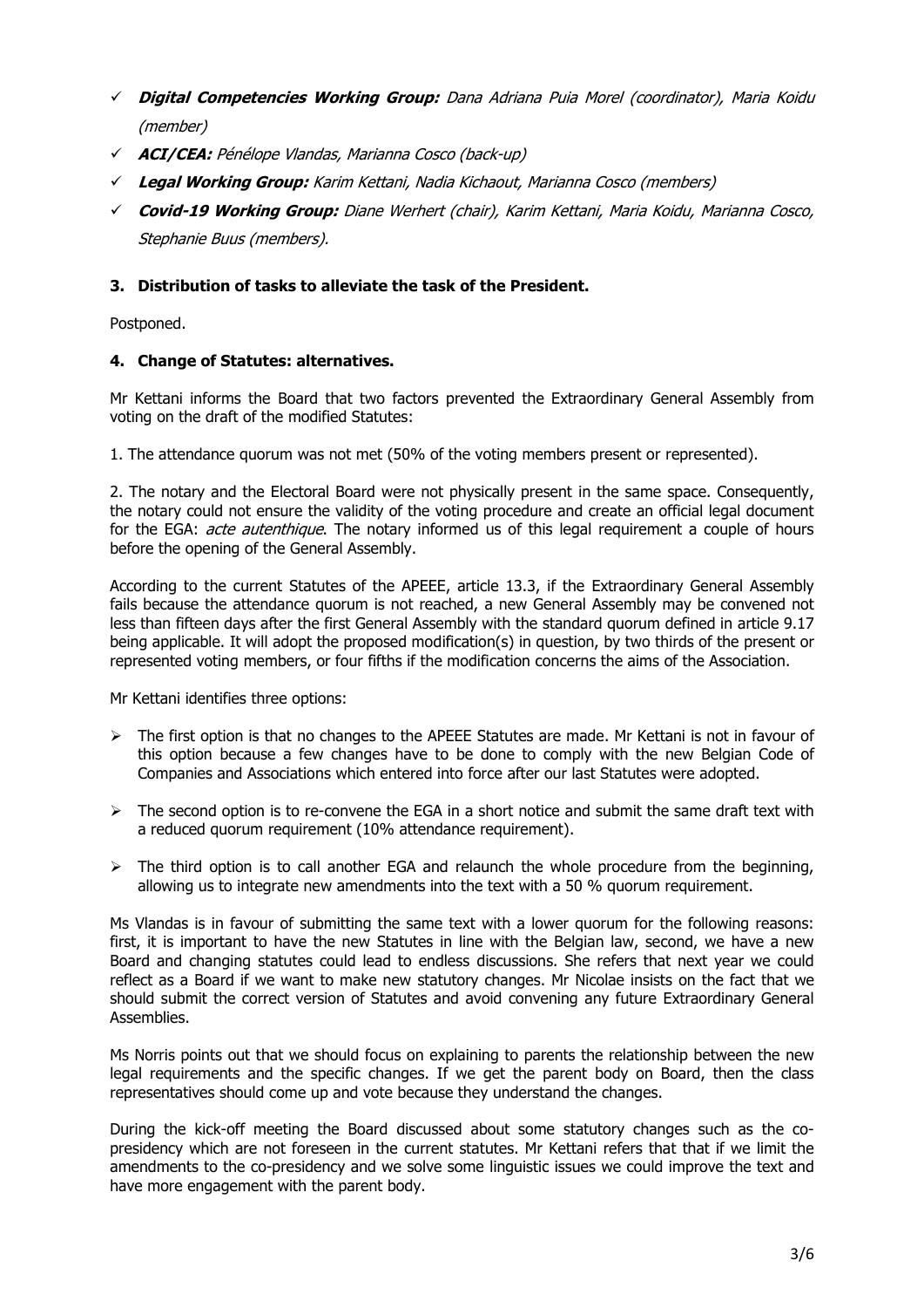- ✓ ***Digital Competencies Working Group:*** *Dana Adriana Puia Morel (coordinator), Maria Koidu (member)*
- ✓ ***ACI/CEA:*** *Pénélope Vlandas, Marianna Cosco (back-up)*
- ✓ ***Legal Working Group:*** *Karim Kettani, Nadia Kichaout, Marianna Cosco (members)*
- ✓ ***Covid-19 Working Group:*** *Diane Werhert (chair), Karim Kettani, Maria Koidu, Marianna Cosco, Stephanie Buus (members).*

### 3. Distribution of tasks to alleviate the task of the President.

Postponed.

### 4. Change of Statutes: alternatives.

Mr Kettani informs the Board that two factors prevented the Extraordinary General Assembly from voting on the draft of the modified Statutes:

1. The attendance quorum was not met (50% of the voting members present or represented).

2. The notary and the Electoral Board were not physically present in the same space. Consequently, the notary could not ensure the validity of the voting procedure and create an official legal document for the EGA: *acte autenthique*. The notary informed us of this legal requirement a couple of hours before the opening of the General Assembly.

According to the current Statutes of the APEEE, article 13.3, if the Extraordinary General Assembly fails because the attendance quorum is not reached, a new General Assembly may be convened not less than fifteen days after the first General Assembly with the standard quorum defined in article 9.17 being applicable. It will adopt the proposed modification(s) in question, by two thirds of the present or represented voting members, or four fifths if the modification concerns the aims of the Association.

Mr Kettani identifies three options:

- ➢ The first option is that no changes to the APEEE Statutes are made. Mr Kettani is not in favour of this option because a few changes have to be done to comply with the new Belgian Code of Companies and Associations which entered into force after our last Statutes were adopted.
- ➢ The second option is to re-convene the EGA in a short notice and submit the same draft text with a reduced quorum requirement (10% attendance requirement).
- ➢ The third option is to call another EGA and relaunch the whole procedure from the beginning, allowing us to integrate new amendments into the text with a 50 % quorum requirement.

Ms Vlandas is in favour of submitting the same text with a lower quorum for the following reasons: first, it is important to have the new Statutes in line with the Belgian law, second, we have a new Board and changing statutes could lead to endless discussions. She refers that next year we could reflect as a Board if we want to make new statutory changes. Mr Nicolae insists on the fact that we should submit the correct version of Statutes and avoid convening any future Extraordinary General Assemblies.

Ms Norris points out that we should focus on explaining to parents the relationship between the new legal requirements and the specific changes. If we get the parent body on Board, then the class representatives should come up and vote because they understand the changes.

During the kick-off meeting the Board discussed about some statutory changes such as the co-presidency which are not foreseen in the current statutes. Mr Kettani refers that that if we limit the amendments to the co-presidency and we solve some linguistic issues we could improve the text and have more engagement with the parent body.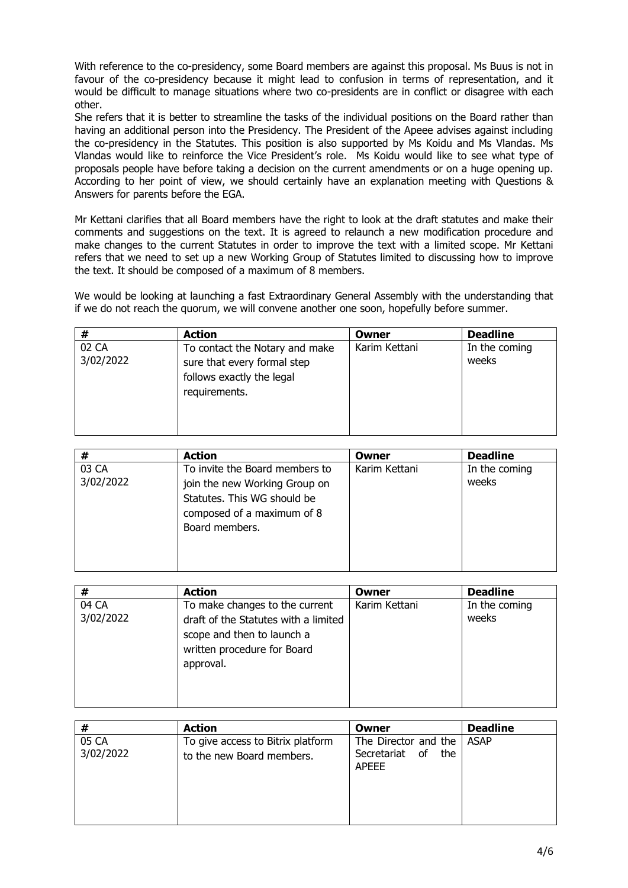With reference to the co-presidency, some Board members are against this proposal. Ms Buus is not in favour of the co-presidency because it might lead to confusion in terms of representation, and it would be difficult to manage situations where two co-presidents are in conflict or disagree with each other.

She refers that it is better to streamline the tasks of the individual positions on the Board rather than having an additional person into the Presidency. The President of the Apeee advises against including the co-presidency in the Statutes. This position is also supported by Ms Koidu and Ms Vlandas. Ms Vlandas would like to reinforce the Vice President's role. Ms Koidu would like to see what type of proposals people have before taking a decision on the current amendments or on a huge opening up. According to her point of view, we should certainly have an explanation meeting with Questions & Answers for parents before the EGA.

Mr Kettani clarifies that all Board members have the right to look at the draft statutes and make their comments and suggestions on the text. It is agreed to relaunch a new modification procedure and make changes to the current Statutes in order to improve the text with a limited scope. Mr Kettani refers that we need to set up a new Working Group of Statutes limited to discussing how to improve the text. It should be composed of a maximum of 8 members.

We would be looking at launching a fast Extraordinary General Assembly with the understanding that if we do not reach the quorum, we will convene another one soon, hopefully before summer.

| # | Action | Owner | Deadline |
|---|---|---|---|
| 02 CA 3/02/2022 | To contact the Notary and make sure that every formal step follows exactly the legal requirements. | Karim Kettani | In the coming weeks |

| # | Action | Owner | Deadline |
|---|---|---|---|
| 03 CA 3/02/2022 | To invite the Board members to join the new Working Group on Statutes. This WG should be composed of a maximum of 8 Board members. | Karim Kettani | In the coming weeks |

| # | Action | Owner | Deadline |
|---|---|---|---|
| 04 CA 3/02/2022 | To make changes to the current draft of the Statutes with a limited scope and then to launch a written procedure for Board approval. | Karim Kettani | In the coming weeks |

| # | Action | Owner | Deadline |
|---|---|---|---|
| 05 CA 3/02/2022 | To give access to Bitrix platform to the new Board members. | The Director and the Secretariat of the APEEE | ASAP |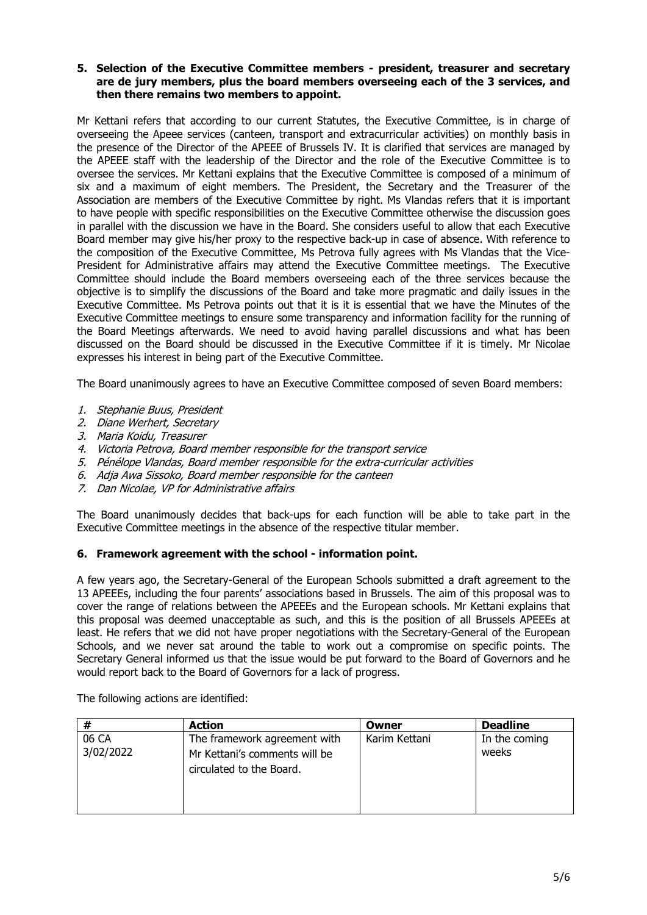### 5. Selection of the Executive Committee members - president, treasurer and secretary are de jury members, plus the board members overseeing each of the 3 services, and then there remains two members to appoint.

Mr Kettani refers that according to our current Statutes, the Executive Committee, is in charge of overseeing the Apeee services (canteen, transport and extracurricular activities) on monthly basis in the presence of the Director of the APEEE of Brussels IV. It is clarified that services are managed by the APEEE staff with the leadership of the Director and the role of the Executive Committee is to oversee the services. Mr Kettani explains that the Executive Committee is composed of a minimum of six and a maximum of eight members. The President, the Secretary and the Treasurer of the Association are members of the Executive Committee by right. Ms Vlandas refers that it is important to have people with specific responsibilities on the Executive Committee otherwise the discussion goes in parallel with the discussion we have in the Board. She considers useful to allow that each Executive Board member may give his/her proxy to the respective back-up in case of absence. With reference to the composition of the Executive Committee, Ms Petrova fully agrees with Ms Vlandas that the Vice-President for Administrative affairs may attend the Executive Committee meetings. The Executive Committee should include the Board members overseeing each of the three services because the objective is to simplify the discussions of the Board and take more pragmatic and daily issues in the Executive Committee. Ms Petrova points out that it is it is essential that we have the Minutes of the Executive Committee meetings to ensure some transparency and information facility for the running of the Board Meetings afterwards. We need to avoid having parallel discussions and what has been discussed on the Board should be discussed in the Executive Committee if it is timely. Mr Nicolae expresses his interest in being part of the Executive Committee.

The Board unanimously agrees to have an Executive Committee composed of seven Board members:

1. *Stephanie Buus, President*
2. *Diane Werhert, Secretary*
3. *Maria Koidu, Treasurer*
4. *Victoria Petrova, Board member responsible for the transport service*
5. *Pénélope Vlandas, Board member responsible for the extra-curricular activities*
6. *Adja Awa Sissoko, Board member responsible for the canteen*
7. *Dan Nicolae, VP for Administrative affairs*

The Board unanimously decides that back-ups for each function will be able to take part in the Executive Committee meetings in the absence of the respective titular member.

### 6. Framework agreement with the school - information point.

A few years ago, the Secretary-General of the European Schools submitted a draft agreement to the 13 APEEEs, including the four parents' associations based in Brussels. The aim of this proposal was to cover the range of relations between the APEEEs and the European schools. Mr Kettani explains that this proposal was deemed unacceptable as such, and this is the position of all Brussels APEEEs at least. He refers that we did not have proper negotiations with the Secretary-General of the European Schools, and we never sat around the table to work out a compromise on specific points. The Secretary General informed us that the issue would be put forward to the Board of Governors and he would report back to the Board of Governors for a lack of progress.

The following actions are identified:

| # | Action | Owner | Deadline |
|---|---|---|---|
| 06 CA 3/02/2022 | The framework agreement with Mr Kettani's comments will be circulated to the Board. | Karim Kettani | In the coming weeks |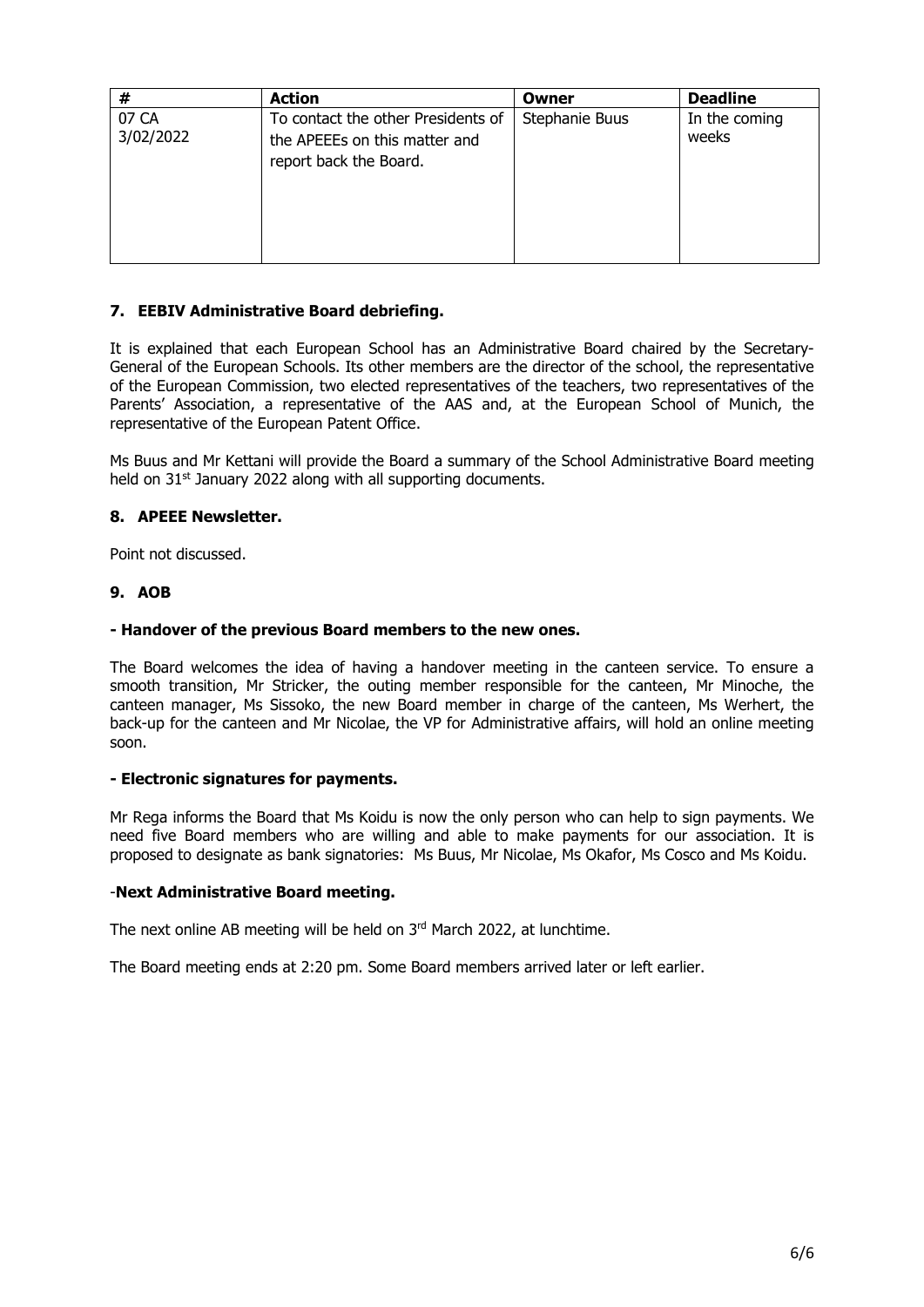| # | Action | Owner | Deadline |
|---|---|---|---|
| 07 CA 3/02/2022 | To contact the other Presidents of the APEEEs on this matter and report back the Board. | Stephanie Buus | In the coming weeks |

## 7. EEBIV Administrative Board debriefing.

It is explained that each European School has an Administrative Board chaired by the Secretary-General of the European Schools. Its other members are the director of the school, the representative of the European Commission, two elected representatives of the teachers, two representatives of the Parents' Association, a representative of the AAS and, at the European School of Munich, the representative of the European Patent Office.

Ms Buus and Mr Kettani will provide the Board a summary of the School Administrative Board meeting held on 31st January 2022 along with all supporting documents.

## 8. APEEE Newsletter.

Point not discussed.

## 9. AOB

### - Handover of the previous Board members to the new ones.

The Board welcomes the idea of having a handover meeting in the canteen service. To ensure a smooth transition, Mr Stricker, the outing member responsible for the canteen, Mr Minoche, the canteen manager, Ms Sissoko, the new Board member in charge of the canteen, Ms Werhert, the back-up for the canteen and Mr Nicolae, the VP for Administrative affairs, will hold an online meeting soon.

### - Electronic signatures for payments.

Mr Rega informs the Board that Ms Koidu is now the only person who can help to sign payments. We need five Board members who are willing and able to make payments for our association. It is proposed to designate as bank signatories: Ms Buus, Mr Nicolae, Ms Okafor, Ms Cosco and Ms Koidu.

### -Next Administrative Board meeting.

The next online AB meeting will be held on 3rd March 2022, at lunchtime.

The Board meeting ends at 2:20 pm. Some Board members arrived later or left earlier.